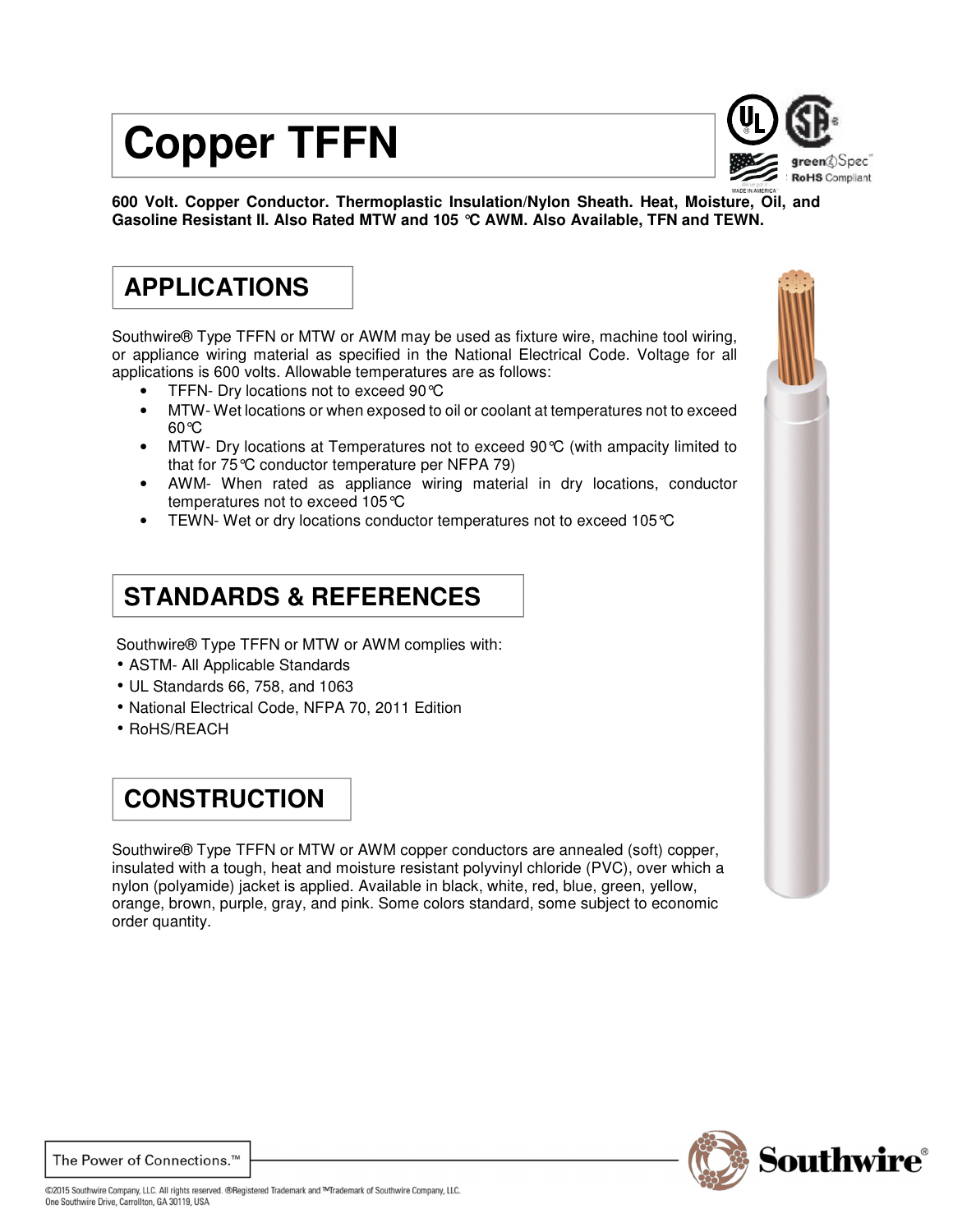# Copper TFFN

**600 Volt. Copper Conductor. Thermoplastic Insulation/Nylon Sheath. Heat, Moisture, Oil, and Gasoline Resistant II. Also Rated MTW and 105 °C AWM. Also Available, TFN and TEWN.**

## APPLICATIONS

Southwire® Type TFFN or MTW or AWM may be used as fixture wire, machine tool wiring, or appliance wiring material as specified in the National Electrical Code. Voltage for all applications is 600 volts. Allowable temperatures are as follows:

- TFFN- Dry locations not to exceed 90°C
- MTW- Wet locations or when exposed to oil or coolant at temperatures not to exceed 60°C
- MTW- Dry locations at Temperatures not to exceed 90°C (with ampacity limited to that for 75°C conductor temperature per NFPA 79)
- AWM- When rated as appliance wiring material in dry locations, conductor temperatures not to exceed 105°C
- TEWN- Wet or dry locations conductor temperatures not to exceed 105°C

## STANDARDS & REFERENCES

Southwire® Type TFFN or MTW or AWM complies with:

- ASTM- All Applicable Standards
- UL Standards 66, 758, and 1063
- National Electrical Code, NFPA 70, 2011 Edition
- RoHS/REACH

## CONSTRUCTION

Southwire® Type TFFN or MTW or AWM copper conductors are annealed (soft) copper, insulated with a tough, heat and moisture resistant polyvinyl chloride (PVC), over which a nylon (polyamide) jacket is applied. Available in black, white, red, blue, green, yellow, orange, brown, purple, gray, and pink. Some colors standard, some subject to economic order quantity.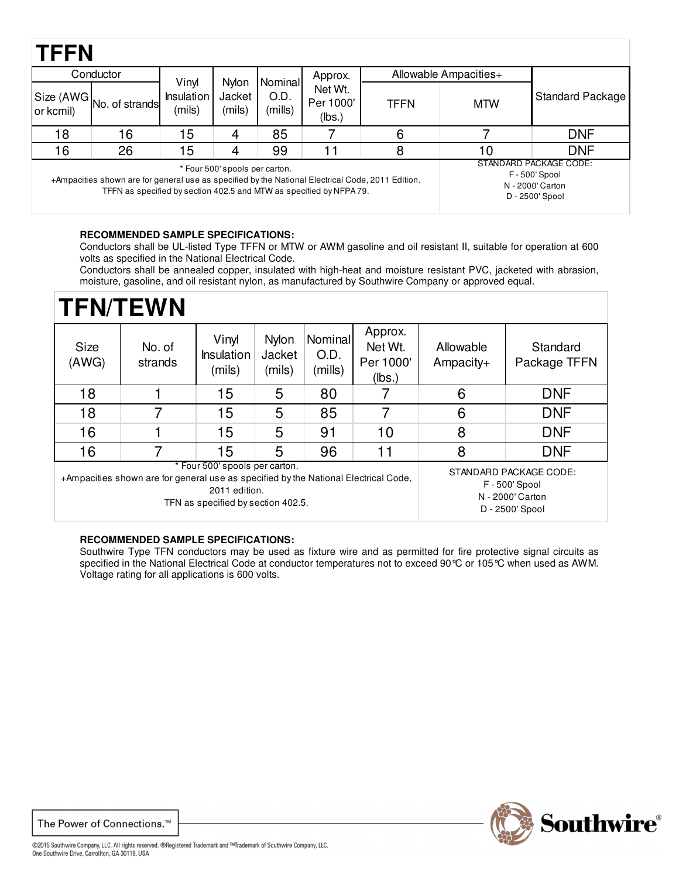# TFFN

| Conductor | | Vinyl Insulation (mils) | Nylon Jacket (mils) | Nominal O.D. (mills) | Approx. Net Wt. Per 1000' (lbs.) | Allowable Ampacities+ | | Standard Package |
|---|---|---|---|---|---|---|---|---|
| Size (AWG or kcmil) | No. of strands | | | | | TFFN | MTW | |
| 18 | 16 | 15 | 4 | 85 | 7 | 6 | 7 | DNF |
| 16 | 26 | 15 | 4 | 99 | 11 | 8 | 10 | DNF |

\* Four 500' spools per carton.
+Ampacities shown are for general use as specified by the National Electrical Code, 2011 Edition.
TFFN as specified by section 402.5 and MTW as specified by NFPA 79.

STANDARD PACKAGE CODE:
F - 500' Spool
N - 2000' Carton
D - 2500' Spool

**RECOMMENDED SAMPLE SPECIFICATIONS:**
Conductors shall be UL-listed Type TFFN or MTW or AWM gasoline and oil resistant II, suitable for operation at 600 volts as specified in the National Electrical Code.
Conductors shall be annealed copper, insulated with high-heat and moisture resistant PVC, jacketed with abrasion, moisture, gasoline, and oil resistant nylon, as manufactured by Southwire Company or approved equal.

# TFN/TEWN

| Size (AWG) | No. of strands | Vinyl Insulation (mils) | Nylon Jacket (mils) | Nominal O.D. (mills) | Approx. Net Wt. Per 1000' (lbs.) | Allowable Ampacity+ | Standard Package TFFN |
|---|---|---|---|---|---|---|---|
| 18 | 1 | 15 | 5 | 80 | 7 | 6 | DNF |
| 18 | 7 | 15 | 5 | 85 | 7 | 6 | DNF |
| 16 | 1 | 15 | 5 | 91 | 10 | 8 | DNF |
| 16 | 7 | 15 | 5 | 96 | 11 | 8 | DNF |

\* Four 500' spools per carton.
+Ampacities shown are for general use as specified by the National Electrical Code, 2011 edition.
TFN as specified by section 402.5.

STANDARD PACKAGE CODE:
F - 500' Spool
N - 2000' Carton
D - 2500' Spool

**RECOMMENDED SAMPLE SPECIFICATIONS:**
Southwire Type TFN conductors may be used as fixture wire and as permitted for fire protective signal circuits as specified in the National Electrical Code at conductor temperatures not to exceed 90℃ or 105℃ when used as AWM. Voltage rating for all applications is 600 volts.

The Power of Connections.™

©2015 Southwire Company, LLC. All rights reserved. ®Registered Trademark and ™Trademark of Southwire Company, LLC.
One Southwire Drive, Carrollton, GA 30119, USA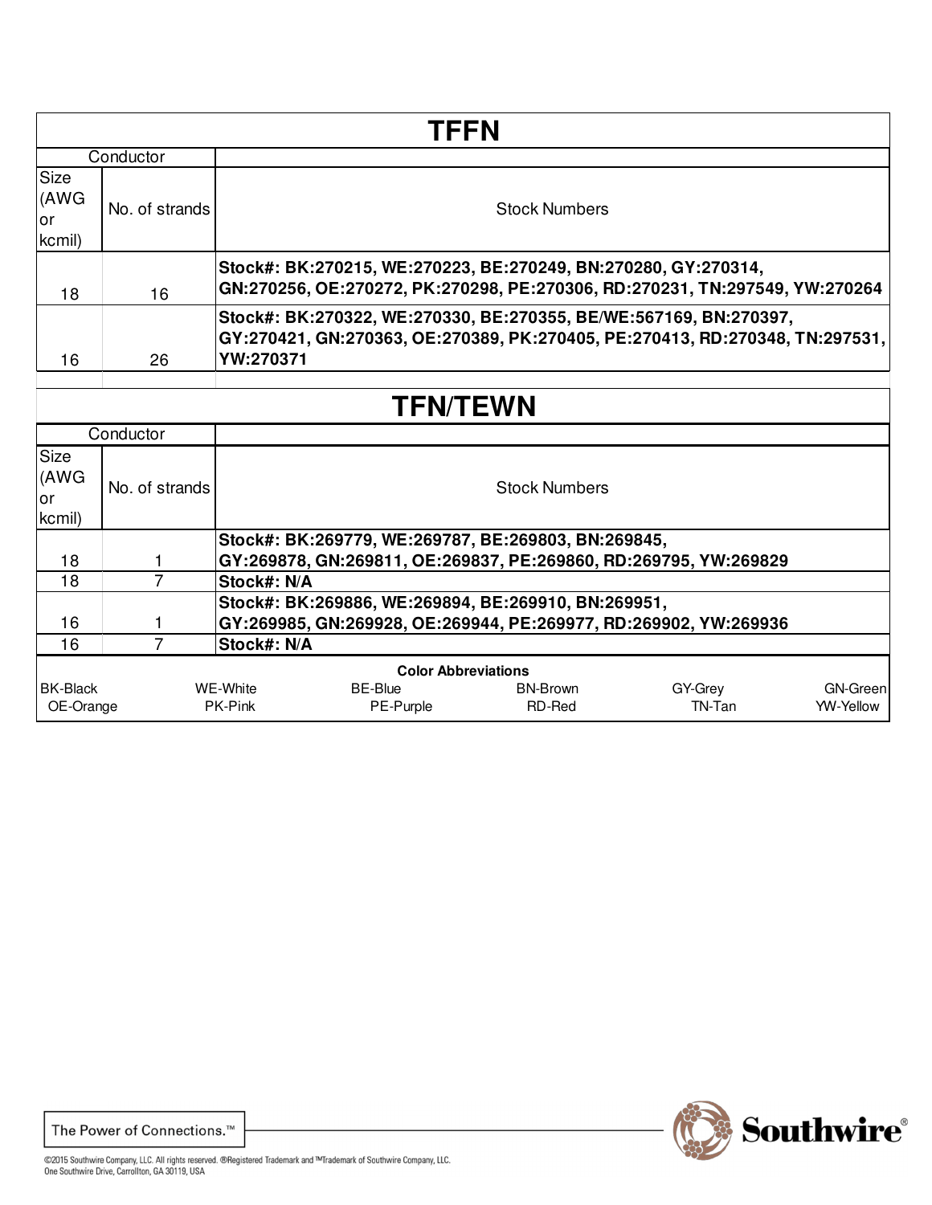## TFFN

| Conductor | | |
|---|---|---|
| Size (AWG or kcmil) | No. of strands | Stock Numbers |
| 18 | 16 | **Stock#: BK:270215, WE:270223, BE:270249, BN:270280, GY:270314, GN:270256, OE:270272, PK:270298, PE:270306, RD:270231, TN:297549, YW:270264** |
| 16 | 26 | **Stock#: BK:270322, WE:270330, BE:270355, BE/WE:567169, BN:270397, GY:270421, GN:270363, OE:270389, PK:270405, PE:270413, RD:270348, TN:297531, YW:270371** |

## TFN/TEWN

| Conductor | | |
|---|---|---|
| Size (AWG or kcmil) | No. of strands | Stock Numbers |
| 18 | 1 | **Stock#: BK:269779, WE:269787, BE:269803, BN:269845, GY:269878, GN:269811, OE:269837, PE:269860, RD:269795, YW:269829** |
| 18 | 7 | **Stock#: N/A** |
| 16 | 1 | **Stock#: BK:269886, WE:269894, BE:269910, BN:269951, GY:269985, GN:269928, OE:269944, PE:269977, RD:269902, YW:269936** |
| 16 | 7 | **Stock#: N/A** |

**Color Abbreviations**

| | | | | | |
|---|---|---|---|---|---|
| BK-Black | WE-White | BE-Blue | BN-Brown | GY-Grey | GN-Green |
| OE-Orange | PK-Pink | PE-Purple | RD-Red | TN-Tan | YW-Yellow |

The Power of Connections.™

Southwire®

©2015 Southwire Company, LLC. All rights reserved. ®Registered Trademark and ™Trademark of Southwire Company, LLC.
One Southwire Drive, Carrollton, GA 30119, USA